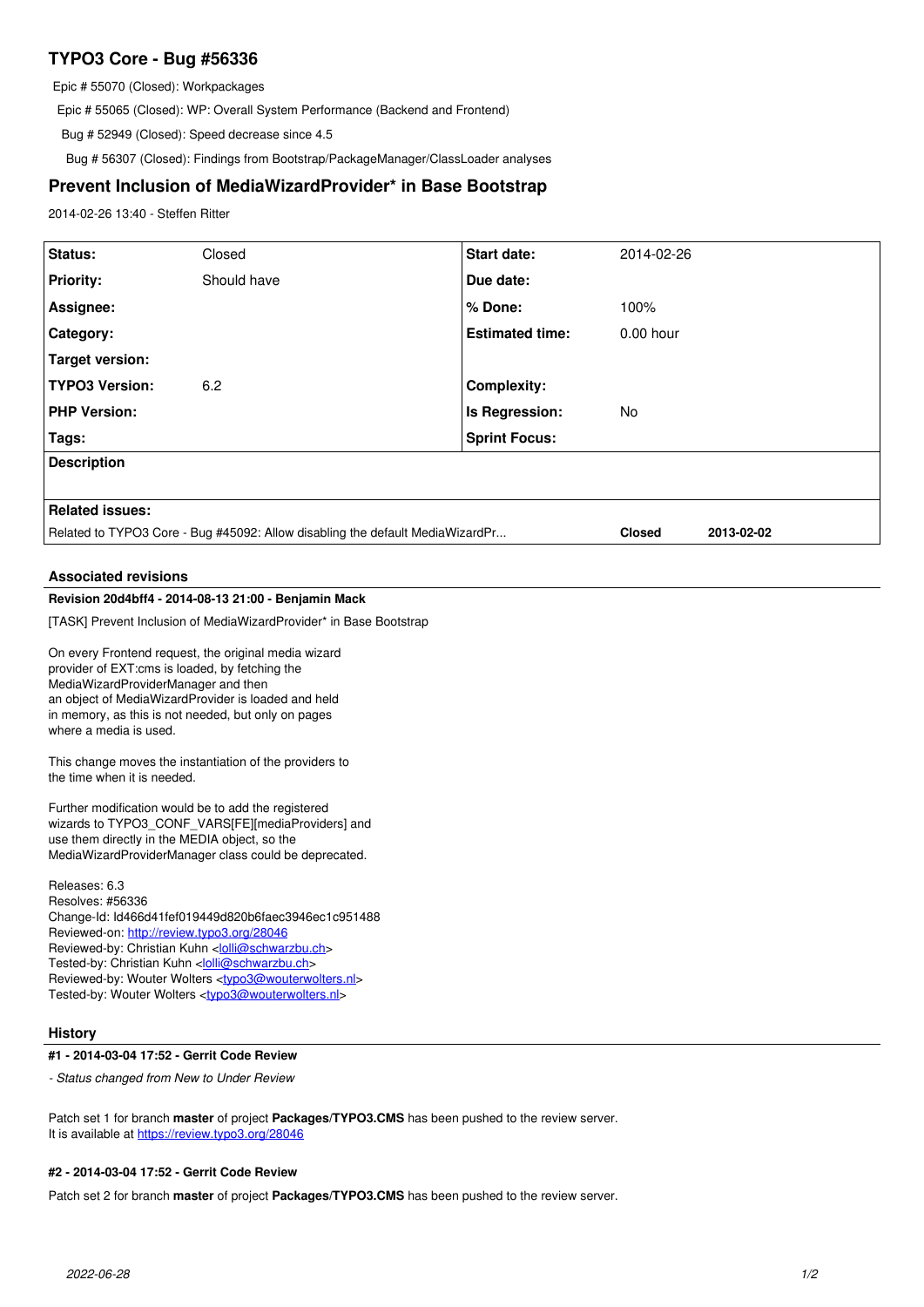# TYPO3 Core - Bug #56336

Epic # 55070 (Closed): Workpackages

Epic # 55065 (Closed): WP: Overall System Performance (Backend and Frontend)

Bug # 52949 (Closed): Speed decrease since 4.5

Bug # 56307 (Closed): Findings from Bootstrap/PackageManager/ClassLoader analyses

## Prevent Inclusion of MediaWizardProvider* in Base Bootstrap

2014-02-26 13:40 - Steffen Ritter

| **Status:** | Closed | **Start date:** | 2014-02-26 |
|---|---|---|---|
| **Priority:** | Should have | **Due date:** | |
| **Assignee:** | | **% Done:** | 100% |
| **Category:** | | **Estimated time:** | 0.00 hour |
| **Target version:** | | | |
| **TYPO3 Version:** | 6.2 | **Complexity:** | |
| **PHP Version:** | | **Is Regression:** | No |
| **Tags:** | | **Sprint Focus:** | |

**Description**

**Related issues:**

| | | |
|---|---|---|
| Related to TYPO3 Core - Bug #45092: Allow disabling the default MediaWizardPr... | **Closed** | **2013-02-02** |

### Associated revisions

**Revision 20d4bff4 - 2014-08-13 21:00 - Benjamin Mack**

[TASK] Prevent Inclusion of MediaWizardProvider* in Base Bootstrap

On every Frontend request, the original media wizard
provider of EXT:cms is loaded, by fetching the
MediaWizardProviderManager and then
an object of MediaWizardProvider is loaded and held
in memory, as this is not needed, but only on pages
where a media is used.

This change moves the instantiation of the providers to
the time when it is needed.

Further modification would be to add the registered
wizards to TYPO3_CONF_VARS[FE][mediaProviders] and
use them directly in the MEDIA object, so the
MediaWizardProviderManager class could be deprecated.

Releases: 6.3
Resolves: #56336
Change-Id: Id466d41fef019449d820b6faec3946ec1c951488
Reviewed-on: http://review.typo3.org/28046
Reviewed-by: Christian Kuhn <lolli@schwarzbu.ch>
Tested-by: Christian Kuhn <lolli@schwarzbu.ch>
Reviewed-by: Wouter Wolters <typo3@wouterwolters.nl>
Tested-by: Wouter Wolters <typo3@wouterwolters.nl>

### History

**#1 - 2014-03-04 17:52 - Gerrit Code Review**

*- Status changed from New to Under Review*

Patch set 1 for branch **master** of project **Packages/TYPO3.CMS** has been pushed to the review server.
It is available at https://review.typo3.org/28046

**#2 - 2014-03-04 17:52 - Gerrit Code Review**

Patch set 2 for branch **master** of project **Packages/TYPO3.CMS** has been pushed to the review server.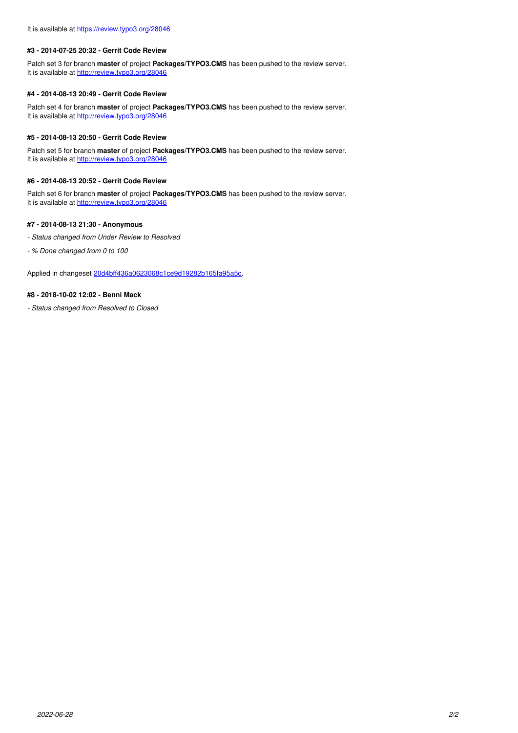It is available at https://review.typo3.org/28046

#### #3 - 2014-07-25 20:32 - Gerrit Code Review

Patch set 3 for branch **master** of project **Packages/TYPO3.CMS** has been pushed to the review server.
It is available at http://review.typo3.org/28046

#### #4 - 2014-08-13 20:49 - Gerrit Code Review

Patch set 4 for branch **master** of project **Packages/TYPO3.CMS** has been pushed to the review server.
It is available at http://review.typo3.org/28046

#### #5 - 2014-08-13 20:50 - Gerrit Code Review

Patch set 5 for branch **master** of project **Packages/TYPO3.CMS** has been pushed to the review server.
It is available at http://review.typo3.org/28046

#### #6 - 2014-08-13 20:52 - Gerrit Code Review

Patch set 6 for branch **master** of project **Packages/TYPO3.CMS** has been pushed to the review server.
It is available at http://review.typo3.org/28046

#### #7 - 2014-08-13 21:30 - Anonymous

- *Status changed from Under Review to Resolved*
- *% Done changed from 0 to 100*

Applied in changeset 20d4bff436a0623068c1ce9d19282b165fa95a5c.

#### #8 - 2018-10-02 12:02 - Benni Mack

- *Status changed from Resolved to Closed*